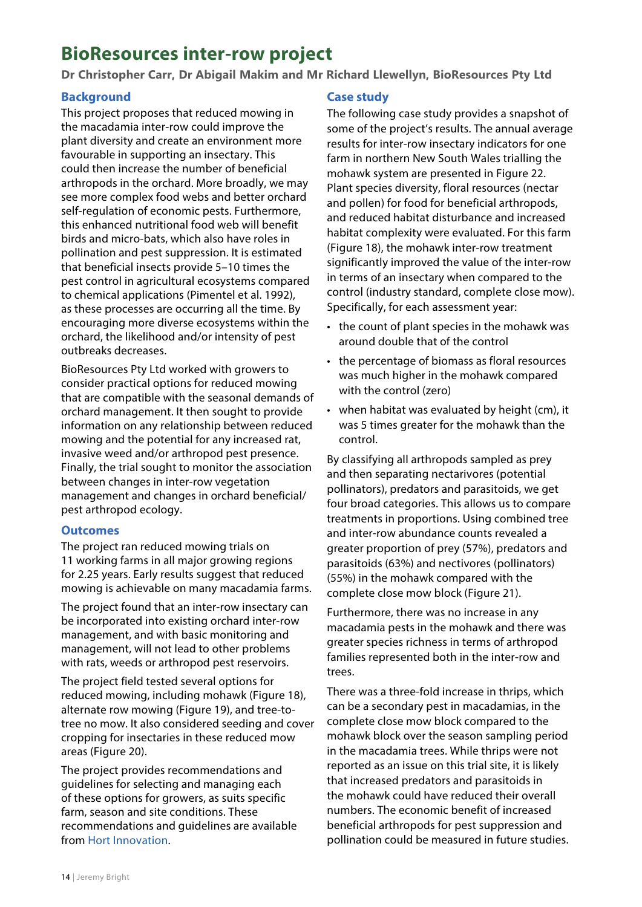# BioResources inter-row project

**Dr Christopher Carr, Dr Abigail Makim and Mr Richard Llewellyn, BioResources Pty Ltd**

## Background

This project proposes that reduced mowing in the macadamia inter-row could improve the plant diversity and create an environment more favourable in supporting an insectary. This could then increase the number of beneficial arthropods in the orchard. More broadly, we may see more complex food webs and better orchard self-regulation of economic pests. Furthermore, this enhanced nutritional food web will benefit birds and micro-bats, which also have roles in pollination and pest suppression. It is estimated that beneficial insects provide 5–10 times the pest control in agricultural ecosystems compared to chemical applications (Pimentel et al. 1992), as these processes are occurring all the time. By encouraging more diverse ecosystems within the orchard, the likelihood and/or intensity of pest outbreaks decreases.

BioResources Pty Ltd worked with growers to consider practical options for reduced mowing that are compatible with the seasonal demands of orchard management. It then sought to provide information on any relationship between reduced mowing and the potential for any increased rat, invasive weed and/or arthropod pest presence. Finally, the trial sought to monitor the association between changes in inter-row vegetation management and changes in orchard beneficial/pest arthropod ecology.

## Outcomes

The project ran reduced mowing trials on 11 working farms in all major growing regions for 2.25 years. Early results suggest that reduced mowing is achievable on many macadamia farms.

The project found that an inter-row insectary can be incorporated into existing orchard inter-row management, and with basic monitoring and management, will not lead to other problems with rats, weeds or arthropod pest reservoirs.

The project field tested several options for reduced mowing, including mohawk (Figure 18), alternate row mowing (Figure 19), and tree-to-tree no mow. It also considered seeding and cover cropping for insectaries in these reduced mow areas (Figure 20).

The project provides recommendations and guidelines for selecting and managing each of these options for growers, as suits specific farm, season and site conditions. These recommendations and guidelines are available from Hort Innovation.

## Case study

The following case study provides a snapshot of some of the project's results. The annual average results for inter-row insectary indicators for one farm in northern New South Wales trialling the mohawk system are presented in Figure 22. Plant species diversity, floral resources (nectar and pollen) for food for beneficial arthropods, and reduced habitat disturbance and increased habitat complexity were evaluated. For this farm (Figure 18), the mohawk inter-row treatment significantly improved the value of the inter-row in terms of an insectary when compared to the control (industry standard, complete close mow). Specifically, for each assessment year:

- the count of plant species in the mohawk was around double that of the control
- the percentage of biomass as floral resources was much higher in the mohawk compared with the control (zero)
- when habitat was evaluated by height (cm), it was 5 times greater for the mohawk than the control.

By classifying all arthropods sampled as prey and then separating nectarivores (potential pollinators), predators and parasitoids, we get four broad categories. This allows us to compare treatments in proportions. Using combined tree and inter-row abundance counts revealed a greater proportion of prey (57%), predators and parasitoids (63%) and nectivores (pollinators) (55%) in the mohawk compared with the complete close mow block (Figure 21).

Furthermore, there was no increase in any macadamia pests in the mohawk and there was greater species richness in terms of arthropod families represented both in the inter-row and trees.

There was a three-fold increase in thrips, which can be a secondary pest in macadamias, in the complete close mow block compared to the mohawk block over the season sampling period in the macadamia trees. While thrips were not reported as an issue on this trial site, it is likely that increased predators and parasitoids in the mohawk could have reduced their overall numbers. The economic benefit of increased beneficial arthropods for pest suppression and pollination could be measured in future studies.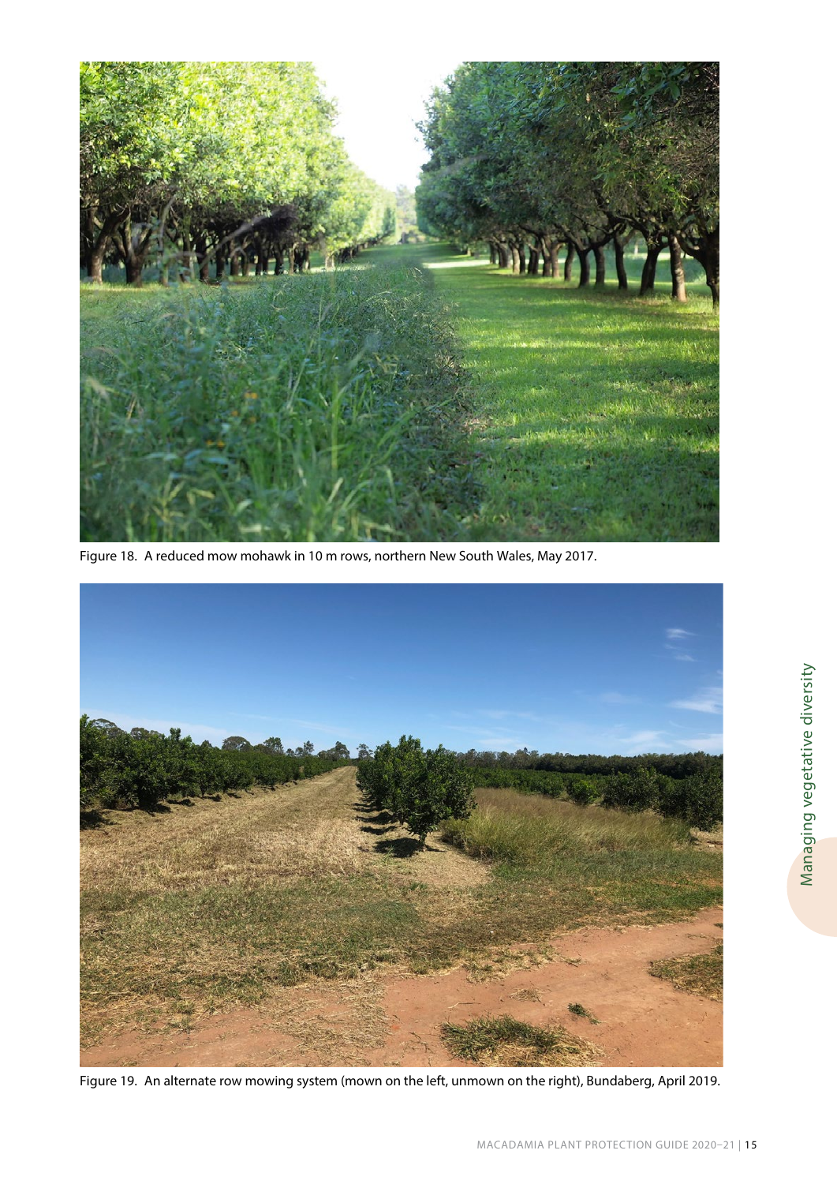Figure 18. A reduced mow mohawk in 10 m rows, northern New South Wales, May 2017.

Figure 19. An alternate row mowing system (mown on the left, unmown on the right), Bundaberg, April 2019.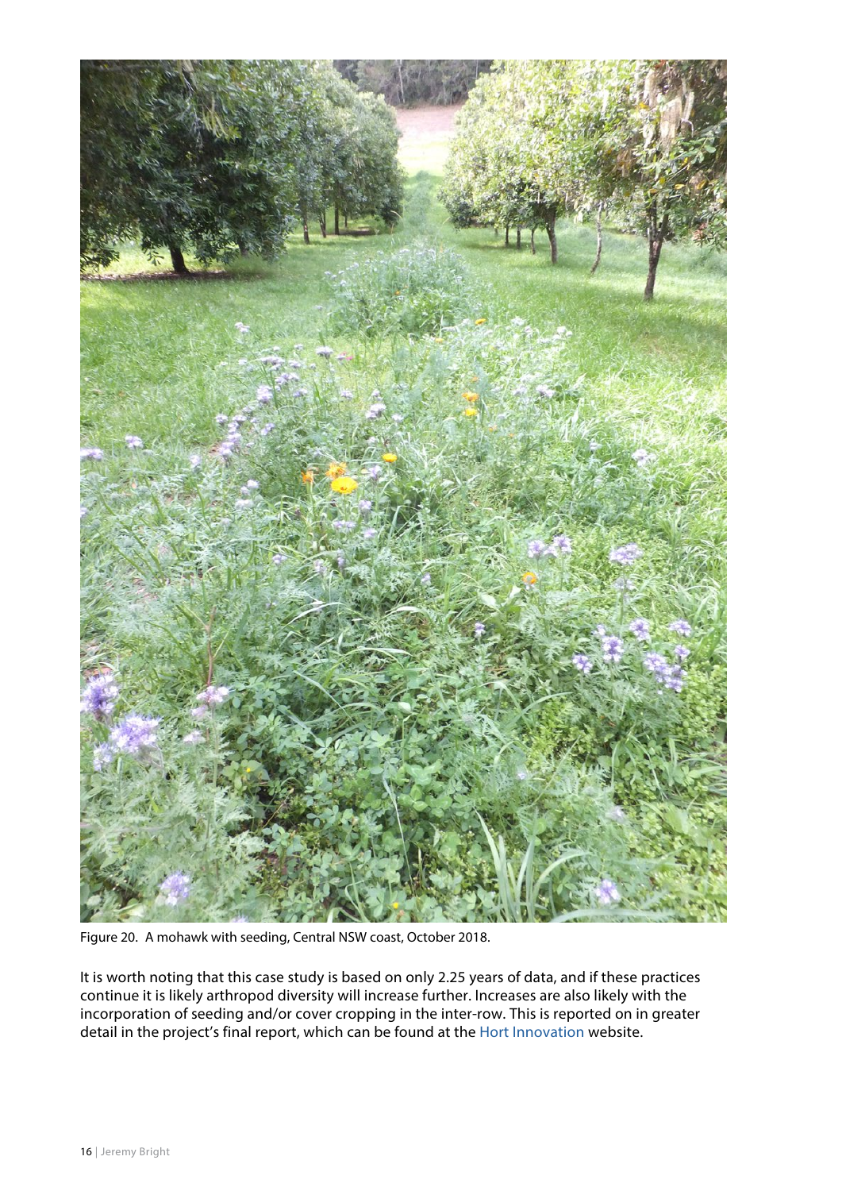Figure 20. A mohawk with seeding, Central NSW coast, October 2018.

It is worth noting that this case study is based on only 2.25 years of data, and if these practices continue it is likely arthropod diversity will increase further. Increases are also likely with the incorporation of seeding and/or cover cropping in the inter-row. This is reported on in greater detail in the project's final report, which can be found at the Hort Innovation website.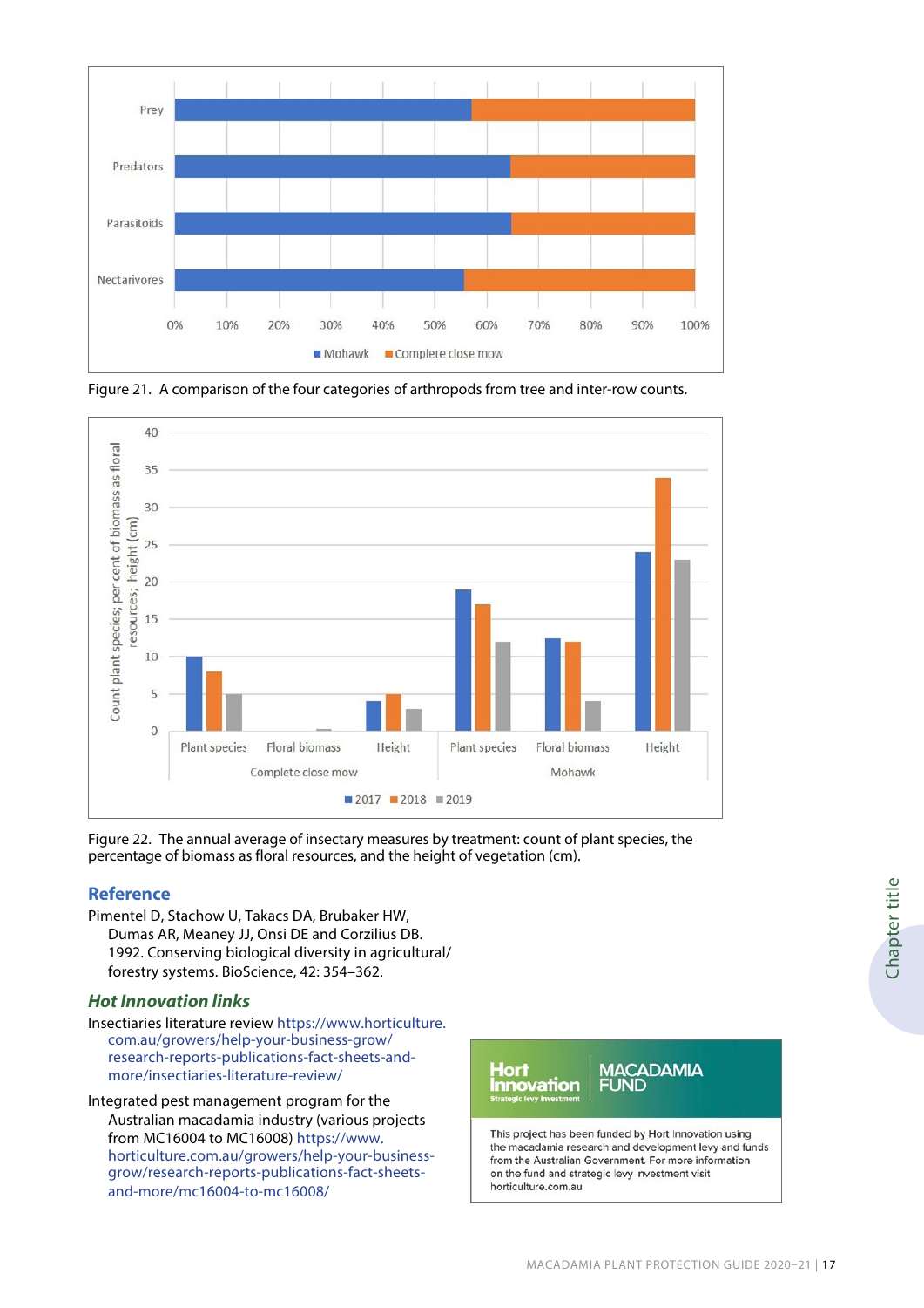Prey

Predators

Parasitoids

Nectarivores

0% 10% 20% 30% 40% 50% 60% 70% 80% 90% 100%

Mohawk Complete close mow

Figure 21. A comparison of the four categories of arthropods from tree and inter-row counts.

Count plant species; per cent of biomass as floral resources; height (cm)

40 35 30 25 20 15 10 5 0

Plant species Floral biomass Height Plant species Floral biomass Height

Complete close mow Mohawk

2017 2018 2019

Figure 22. The annual average of insectary measures by treatment: count of plant species, the percentage of biomass as floral resources, and the height of vegetation (cm).

## Reference

Pimentel D, Stachow U, Takacs DA, Brubaker HW, Dumas AR, Meaney JJ, Onsi DE and Corzilius DB. 1992. Conserving biological diversity in agricultural/forestry systems. BioScience, 42: 354–362.

### *Hot Innovation links*

Insectiaries literature review https://www.horticulture.com.au/growers/help-your-business-grow/research-reports-publications-fact-sheets-and-more/insectiaries-literature-review/

Integrated pest management program for the Australian macadamia industry (various projects from MC16004 to MC16008) https://www.horticulture.com.au/growers/help-your-business-grow/research-reports-publications-fact-sheets-and-more/mc16004-to-mc16008/

Hort Innovation
Strategic levy investment

MACADAMIA FUND

This project has been funded by Hort Innovation using the macadamia research and development levy and funds from the Australian Government. For more information on the fund and strategic levy investment visit horticulture.com.au